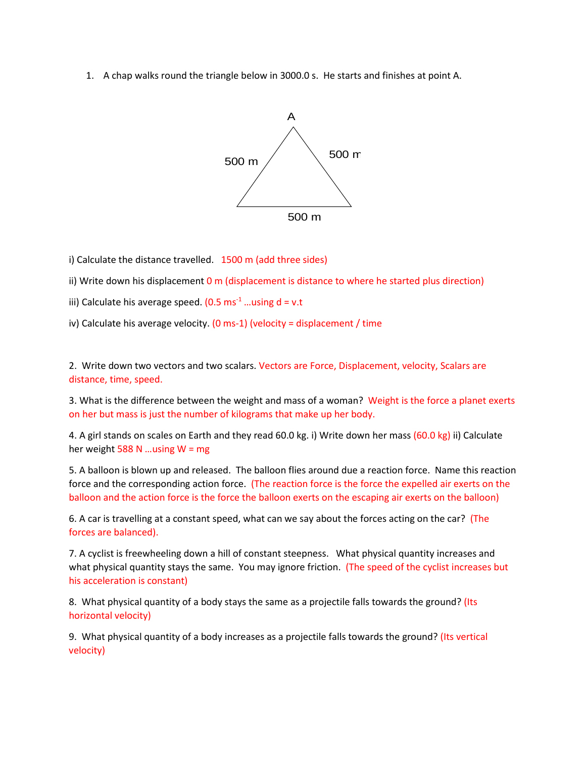1. A chap walks round the triangle below in 3000.0 s. He starts and finishes at point A.

A

500 m

500 m

500 m

i) Calculate the distance travelled. 1500 m (add three sides)

ii) Write down his displacement 0 m (displacement is distance to where he started plus direction)

iii) Calculate his average speed. (0.5 $ms^{-1}$ …using d = v.t

iv) Calculate his average velocity. (0 ms-1) (velocity = displacement / time

2. Write down two vectors and two scalars. Vectors are Force, Displacement, velocity, Scalars are distance, time, speed.

3. What is the difference between the weight and mass of a woman? Weight is the force a planet exerts on her but mass is just the number of kilograms that make up her body.

4. A girl stands on scales on Earth and they read 60.0 kg. i) Write down her mass (60.0 kg) ii) Calculate her weight 588 N …using W = mg

5. A balloon is blown up and released. The balloon flies around due a reaction force. Name this reaction force and the corresponding action force. (The reaction force is the force the expelled air exerts on the balloon and the action force is the force the balloon exerts on the escaping air exerts on the balloon)

6. A car is travelling at a constant speed, what can we say about the forces acting on the car? (The forces are balanced).

7. A cyclist is freewheeling down a hill of constant steepness. What physical quantity increases and what physical quantity stays the same. You may ignore friction. (The speed of the cyclist increases but his acceleration is constant)

8. What physical quantity of a body stays the same as a projectile falls towards the ground? (Its horizontal velocity)

9. What physical quantity of a body increases as a projectile falls towards the ground? (Its vertical velocity)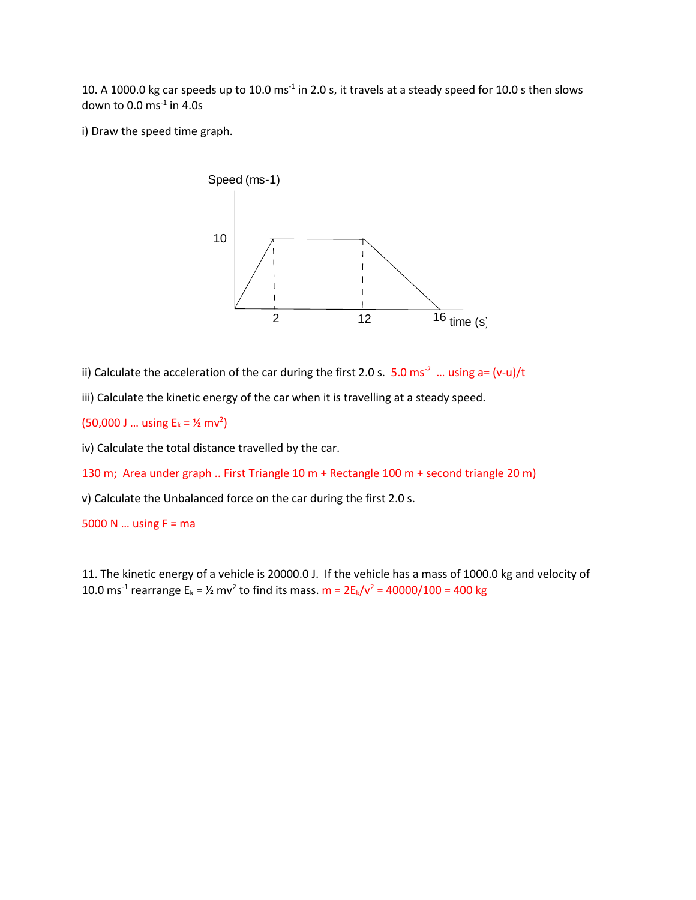10. A 1000.0 kg car speeds up to 10.0 $ms^{-1}$ in 2.0 s, it travels at a steady speed for 10.0 s then slows down to 0.0 $ms^{-1}$ in 4.0s

i) Draw the speed time graph.

Speed (ms-1)

10

2 12 16 time (s)

ii) Calculate the acceleration of the car during the first 2.0 s. 5.0 $ms^{-2}$ … using $a = (v-u)/t$

iii) Calculate the kinetic energy of the car when it is travelling at a steady speed.

(50,000 J … using $E_k = ½ mv^2$)

iv) Calculate the total distance travelled by the car.

130 m; Area under graph .. First Triangle 10 m + Rectangle 100 m + second triangle 20 m)

v) Calculate the Unbalanced force on the car during the first 2.0 s.

5000 N … using F = ma

11. The kinetic energy of a vehicle is 20000.0 J. If the vehicle has a mass of 1000.0 kg and velocity of 10.0 $ms^{-1}$ rearrange $E_k = ½ mv^2$ to find its mass. $m = 2E_k/v^2 = 40000/100 = 400$ kg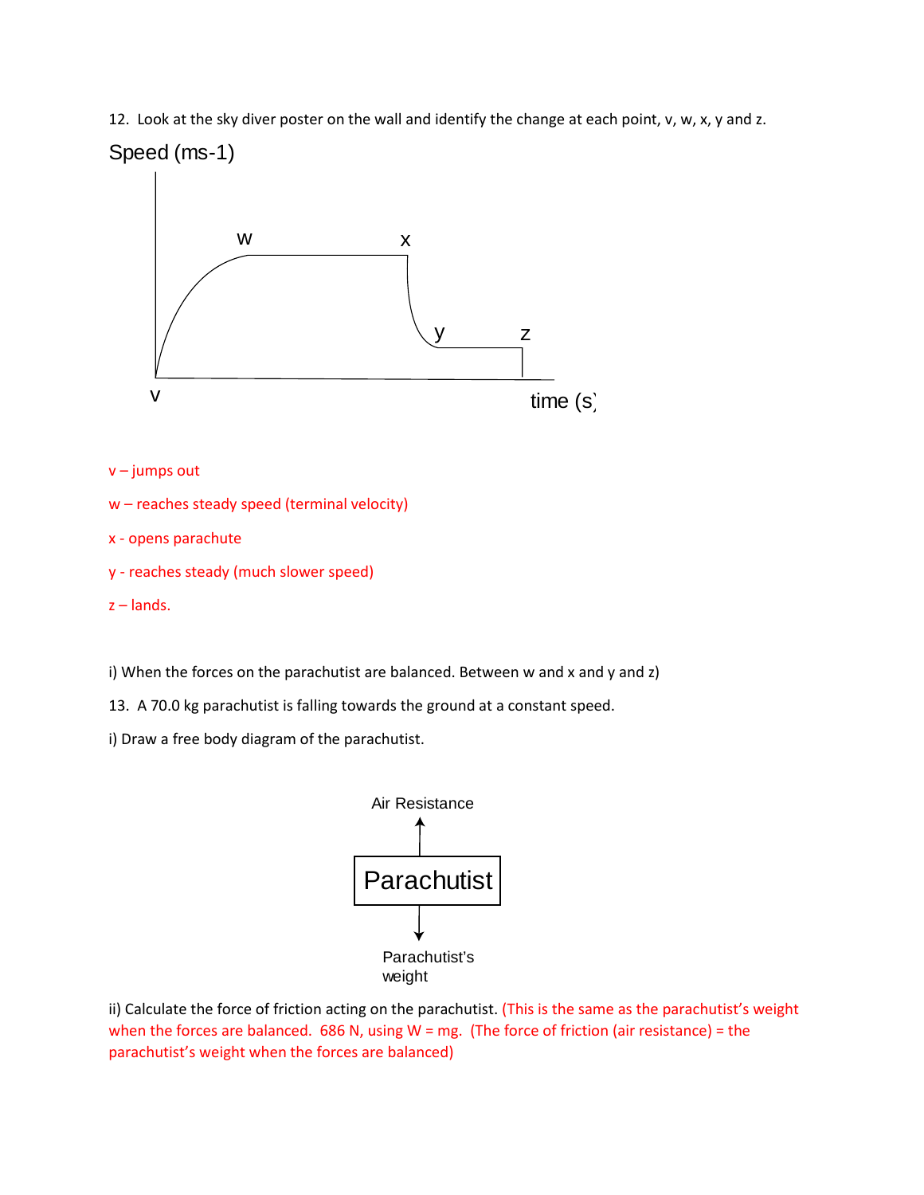12. Look at the sky diver poster on the wall and identify the change at each point, v, w, x, y and z.

Speed (ms-1)

w x y z

v time (s)

v – jumps out

w – reaches steady speed (terminal velocity)

x - opens parachute

y - reaches steady (much slower speed)

z – lands.

i) When the forces on the parachutist are balanced. Between w and x and y and z)

13. A 70.0 kg parachutist is falling towards the ground at a constant speed.

i) Draw a free body diagram of the parachutist.

Air Resistance

Parachutist

Parachutist's weight

ii) Calculate the force of friction acting on the parachutist. (This is the same as the parachutist's weight when the forces are balanced. 686 N, using W = mg. (The force of friction (air resistance) = the parachutist's weight when the forces are balanced)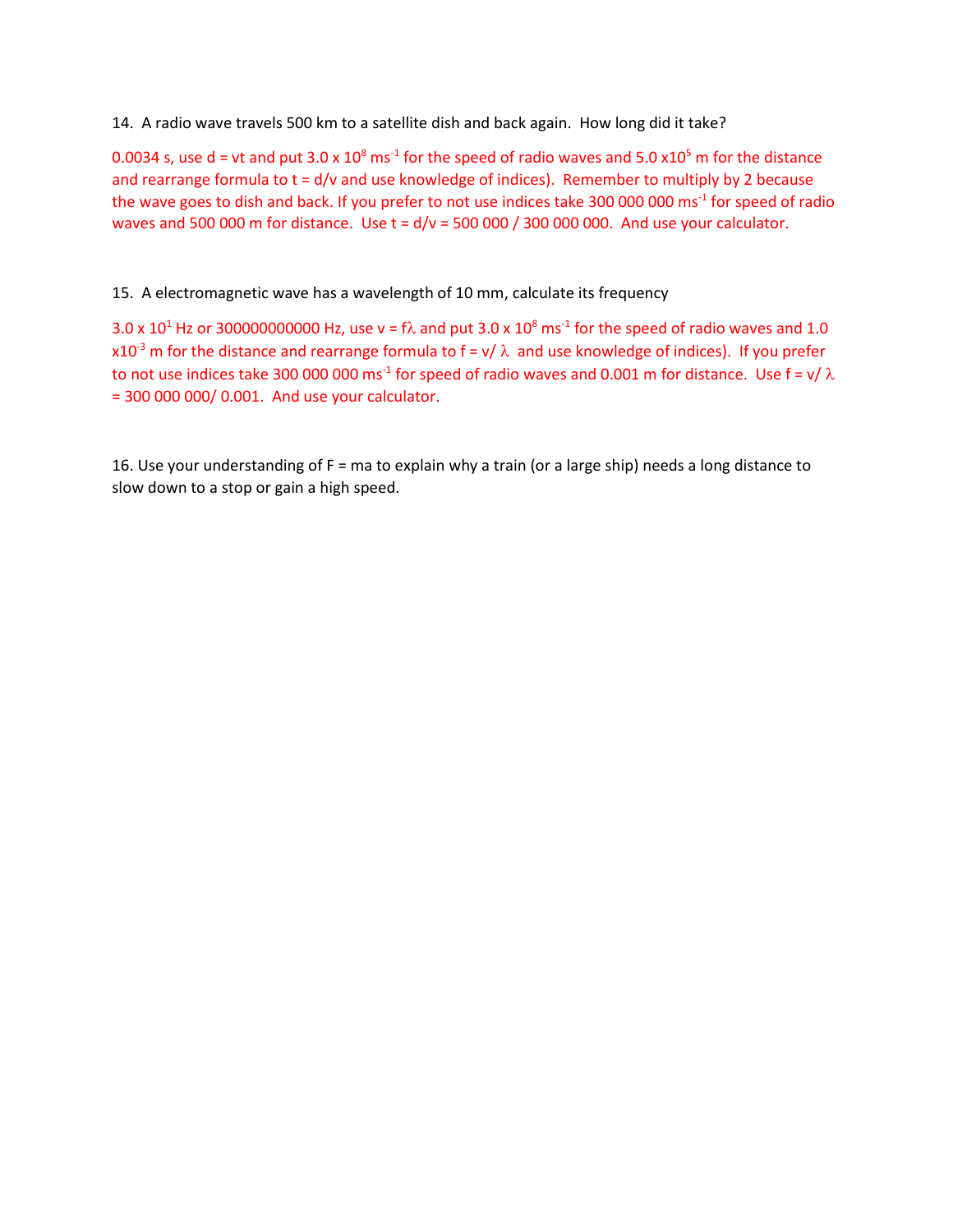14. A radio wave travels 500 km to a satellite dish and back again. How long did it take?

0.0034 s, use d = vt and put $3.0 \times 10^{8}$ $ms^{-1}$ for the speed of radio waves and $5.0 \times 10^{5}$ m for the distance and rearrange formula to t = d/v and use knowledge of indices). Remember to multiply by 2 because the wave goes to dish and back. If you prefer to not use indices take 300 000 000 $ms^{-1}$ for speed of radio waves and 500 000 m for distance. Use t = d/v = 500 000 / 300 000 000. And use your calculator.

15. A electromagnetic wave has a wavelength of 10 mm, calculate its frequency

$3.0 \times 10^{1}$ Hz or 300000000000 Hz, use $v = f\lambda$ and put $3.0 \times 10^{8}$ $ms^{-1}$ for the speed of radio waves and $1.0 \times 10^{-3}$ m for the distance and rearrange formula to $f = v/\lambda$ and use knowledge of indices). If you prefer to not use indices take 300 000 000 $ms^{-1}$ for speed of radio waves and 0.001 m for distance. Use $f = v/\lambda$ = 300 000 000/ 0.001. And use your calculator.

16. Use your understanding of F = ma to explain why a train (or a large ship) needs a long distance to slow down to a stop or gain a high speed.